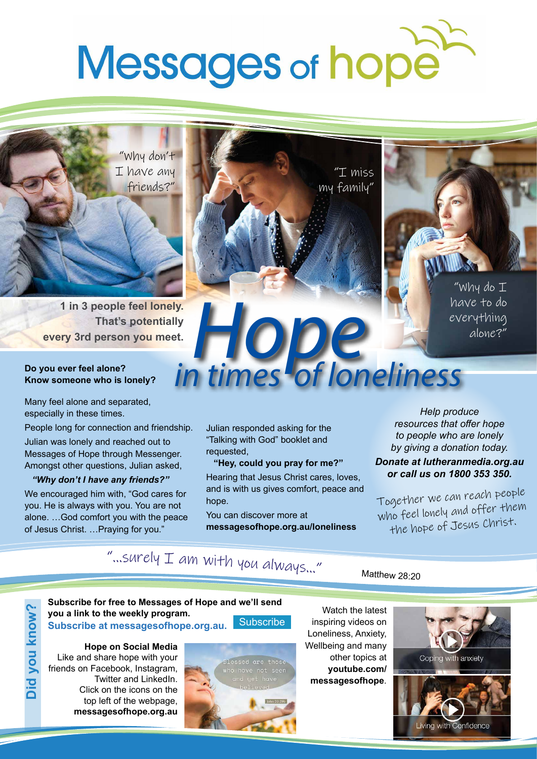# Messages of hope

"Why don't I have any friends?"

"I miss my family"

"Why do I have to do everything alone?"

**1 in 3 people feel lonely. That's potentially every 3rd person you meet.**

## *Hope in times of loneliness*

**Do you ever feel alone? Know someone who is lonely?**

Many feel alone and separated, especially in these times.

People long for connection and friendship.

Julian was lonely and reached out to Messages of Hope through Messenger. Amongst other questions, Julian asked,

***"Why don't I have any friends?"***

We encouraged him with, "God cares for you. He is always with you. You are not alone. …God comfort you with the peace of Jesus Christ. …Praying for you."

Julian responded asking for the "Talking with God" booklet and requested,

**"Hey, could you pray for me?"**

Hearing that Jesus Christ cares, loves, and is with us gives comfort, peace and hope.

You can discover more at **messagesofhope.org.au/loneliness**

*Help produce resources that offer hope to people who are lonely by giving a donation today.*

***Donate at lutheranmedia.org.au or call us on 1800 353 350.***

Together we can reach people who feel lonely and offer them the hope of Jesus Christ.

"…surely I am with you always…" Matthew 28:20

## Did you know?

**Subscribe for free to Messages of Hope and we'll send you a link to the weekly program.**
**Subscribe at messagesofhope.org.au.** Subscribe

**Hope on Social Media**
Like and share hope with your friends on Facebook, Instagram, Twitter and LinkedIn. Click on the icons on the top left of the webpage, **messagesofhope.org.au**

Blessed are those who have not seen and yet have believed
John 20:29b

Watch the latest inspiring videos on Loneliness, Anxiety, Wellbeing and many other topics at **youtube.com/messagesofhope**.

Coping with anxiety

Living with Confidence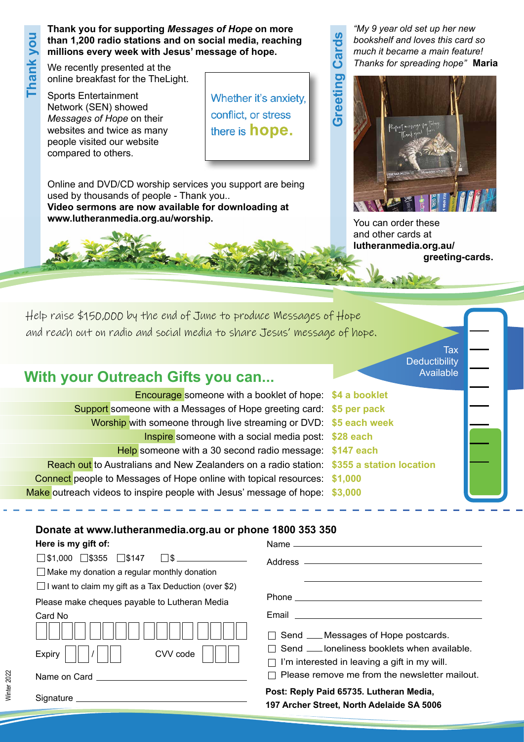## Thank you

**Thank you for supporting *Messages of Hope* on more than 1,200 radio stations and on social media, reaching millions every week with Jesus' message of hope.**

We recently presented at the online breakfast for the TheLight.

Sports Entertainment Network (SEN) showed *Messages of Hope* on their websites and twice as many people visited our website compared to others.

Whether it's anxiety, conflict, or stress there is **hope.**

Online and DVD/CD worship services you support are being used by thousands of people - Thank you..
**Video sermons are now available for downloading at www.lutheranmedia.org.au/worship.**

## Greeting Cards

*"My 9 year old set up her new bookshelf and loves this card so much it became a main feature! Thanks for spreading hope"* **Maria**

You can order these and other cards at **lutheranmedia.org.au/greeting-cards.**

Help raise $150,000 by the end of June to produce Messages of Hope and reach out on radio and social media to share Jesus' message of hope.

Tax Deductibility Available

## With your Outreach Gifts you can...

| | |
|---|---|
| Encourage someone with a booklet of hope: | **$4 a booklet** |
| Support someone with a Messages of Hope greeting card: | **$5 per pack** |
| Worship with someone through live streaming or DVD: | **$5 each week** |
| Inspire someone with a social media post: | **$28 each** |
| Help someone with a 30 second radio message: | **$147 each** |
| Reach out to Australians and New Zealanders on a radio station: | **$355 a station location** |
| Connect people to Messages of Hope online with topical resources: | **$1,000** |
| Make outreach videos to inspire people with Jesus' message of hope: | **$3,000** |

**Donate at www.lutheranmedia.org.au or phone 1800 353 350**

**Here is my gift of:**

☐ $1,000 ☐ $355 ☐ $147 ☐ $ ____________

☐ Make my donation a regular monthly donation

☐ I want to claim my gift as a Tax Deduction (over $2)

Please make cheques payable to Lutheran Media

Card No ☐☐☐☐ ☐☐☐☐ ☐☐☐☐ ☐☐☐☐

Expiry ☐☐ / ☐☐ CVV code ☐☐☐

Name on Card ____________________

Signature ____________________

Name ____________________

Address ____________________

____________________

Phone ____________________

Email ____________________

☐ Send ___ Messages of Hope postcards.

☐ Send ___ loneliness booklets when available.

☐ I'm interested in leaving a gift in my will.

☐ Please remove me from the newsletter mailout.

**Post: Reply Paid 65735. Lutheran Media, 197 Archer Street, North Adelaide SA 5006**

Winter 2022